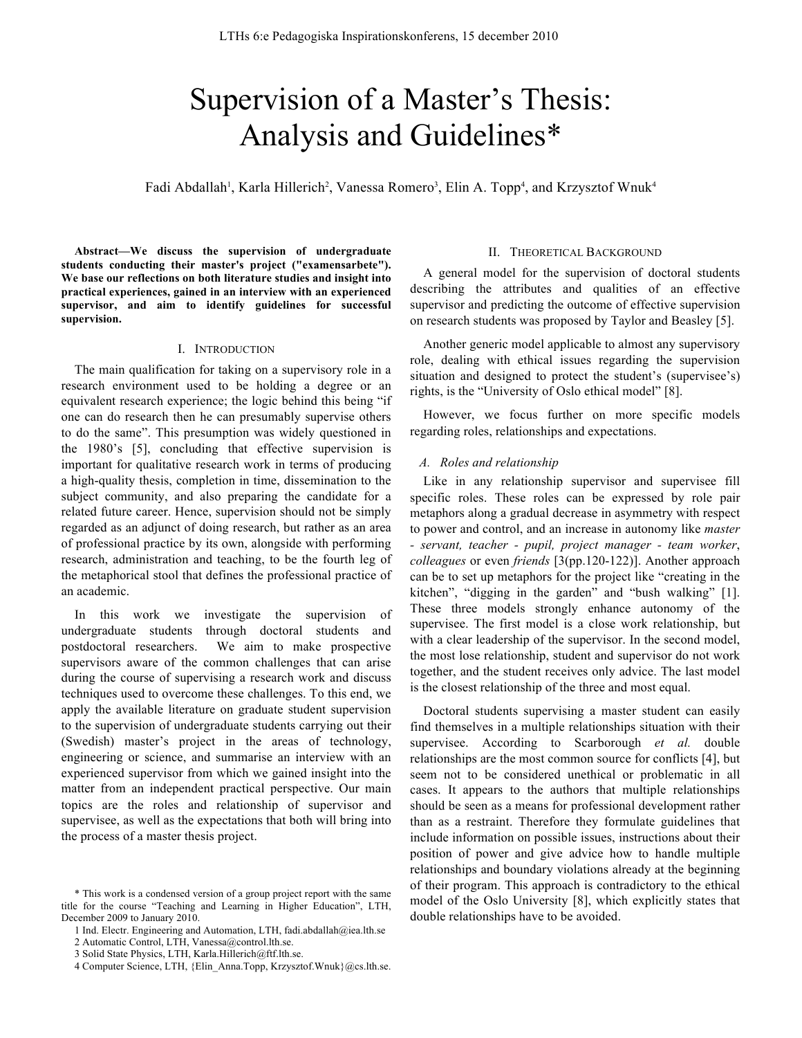# Supervision of a Master's Thesis: Analysis and Guidelines*

Fadi Abdallah[1], Karla Hillerich[2], Vanessa Romero[3], Elin A. Topp[4], and Krzysztof Wnuk[4]

**Abstract—We discuss the supervision of undergraduate students conducting their master's project ("examensarbete"). We base our reflections on both literature studies and insight into practical experiences, gained in an interview with an experienced supervisor, and aim to identify guidelines for successful supervision.**

## I. Introduction

The main qualification for taking on a supervisory role in a research environment used to be holding a degree or an equivalent research experience; the logic behind this being "if one can do research then he can presumably supervise others to do the same". This presumption was widely questioned in the 1980's [5], concluding that effective supervision is important for qualitative research work in terms of producing a high-quality thesis, completion in time, dissemination to the subject community, and also preparing the candidate for a related future career. Hence, supervision should not be simply regarded as an adjunct of doing research, but rather as an area of professional practice by its own, alongside with performing research, administration and teaching, to be the fourth leg of the metaphorical stool that defines the professional practice of an academic.

In this work we investigate the supervision of undergraduate students through doctoral students and postdoctoral researchers. We aim to make prospective supervisors aware of the common challenges that can arise during the course of supervising a research work and discuss techniques used to overcome these challenges. To this end, we apply the available literature on graduate student supervision to the supervision of undergraduate students carrying out their (Swedish) master's project in the areas of technology, engineering or science, and summarise an interview with an experienced supervisor from which we gained insight into the matter from an independent practical perspective. Our main topics are the roles and relationship of supervisor and supervisee, as well as the expectations that both will bring into the process of a master thesis project.

## II. Theoretical Background

A general model for the supervision of doctoral students describing the attributes and qualities of an effective supervisor and predicting the outcome of effective supervision on research students was proposed by Taylor and Beasley [5].

Another generic model applicable to almost any supervisory role, dealing with ethical issues regarding the supervision situation and designed to protect the student's (supervisee's) rights, is the "University of Oslo ethical model" [8].

However, we focus further on more specific models regarding roles, relationships and expectations.

### A. Roles and relationship

Like in any relationship supervisor and supervisee fill specific roles. These roles can be expressed by role pair metaphors along a gradual decrease in asymmetry with respect to power and control, and an increase in autonomy like *master - servant, teacher - pupil, project manager - team worker*, *colleagues* or even *friends* [3(pp.120-122)]. Another approach can be to set up metaphors for the project like "creating in the kitchen", "digging in the garden" and "bush walking" [1]. These three models strongly enhance autonomy of the supervisee. The first model is a close work relationship, but with a clear leadership of the supervisor. In the second model, the most lose relationship, student and supervisor do not work together, and the student receives only advice. The last model is the closest relationship of the three and most equal.

Doctoral students supervising a master student can easily find themselves in a multiple relationships situation with their supervisee. According to Scarborough *et al.* double relationships are the most common source for conflicts [4], but seem not to be considered unethical or problematic in all cases. It appears to the authors that multiple relationships should be seen as a means for professional development rather than as a restraint. Therefore they formulate guidelines that include information on possible issues, instructions about their position of power and give advice how to handle multiple relationships and boundary violations already at the beginning of their program. This approach is contradictory to the ethical model of the Oslo University [8], which explicitly states that double relationships have to be avoided.

---

\* This work is a condensed version of a group project report with the same title for the course "Teaching and Learning in Higher Education", LTH, December 2009 to January 2010.

1 Ind. Electr. Engineering and Automation, LTH, fadi.abdallah@iea.lth.se

2 Automatic Control, LTH, Vanessa@control.lth.se.

3 Solid State Physics, LTH, Karla.Hillerich@ftf.lth.se.

4 Computer Science, LTH, {Elin_Anna.Topp, Krzysztof.Wnuk}@cs.lth.se.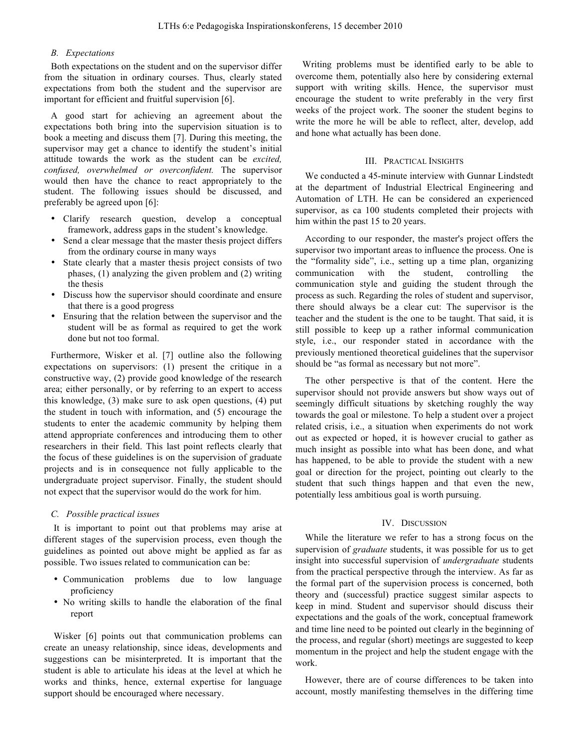### B. Expectations

Both expectations on the student and on the supervisor differ from the situation in ordinary courses. Thus, clearly stated expectations from both the student and the supervisor are important for efficient and fruitful supervision [6].

A good start for achieving an agreement about the expectations both bring into the supervision situation is to book a meeting and discuss them [7]. During this meeting, the supervisor may get a chance to identify the student's initial attitude towards the work as the student can be *excited, confused, overwhelmed or overconfident.* The supervisor would then have the chance to react appropriately to the student. The following issues should be discussed, and preferably be agreed upon [6]:

- Clarify research question, develop a conceptual framework, address gaps in the student's knowledge.
- Send a clear message that the master thesis project differs from the ordinary course in many ways
- State clearly that a master thesis project consists of two phases, (1) analyzing the given problem and (2) writing the thesis
- Discuss how the supervisor should coordinate and ensure that there is a good progress
- Ensuring that the relation between the supervisor and the student will be as formal as required to get the work done but not too formal.

Furthermore, Wisker et al. [7] outline also the following expectations on supervisors: (1) present the critique in a constructive way, (2) provide good knowledge of the research area; either personally, or by referring to an expert to access this knowledge, (3) make sure to ask open questions, (4) put the student in touch with information, and (5) encourage the students to enter the academic community by helping them attend appropriate conferences and introducing them to other researchers in their field. This last point reflects clearly that the focus of these guidelines is on the supervision of graduate projects and is in consequence not fully applicable to the undergraduate project supervisor. Finally, the student should not expect that the supervisor would do the work for him.

### C. Possible practical issues

It is important to point out that problems may arise at different stages of the supervision process, even though the guidelines as pointed out above might be applied as far as possible. Two issues related to communication can be:

- Communication problems due to low language proficiency
- No writing skills to handle the elaboration of the final report

Wisker [6] points out that communication problems can create an uneasy relationship, since ideas, developments and suggestions can be misinterpreted. It is important that the student is able to articulate his ideas at the level at which he works and thinks, hence, external expertise for language support should be encouraged where necessary.

Writing problems must be identified early to be able to overcome them, potentially also here by considering external support with writing skills. Hence, the supervisor must encourage the student to write preferably in the very first weeks of the project work. The sooner the student begins to write the more he will be able to reflect, alter, develop, add and hone what actually has been done.

## III. Practical Insights

We conducted a 45-minute interview with Gunnar Lindstedt at the department of Industrial Electrical Engineering and Automation of LTH. He can be considered an experienced supervisor, as ca 100 students completed their projects with him within the past 15 to 20 years.

According to our responder, the master's project offers the supervisor two important areas to influence the process. One is the "formality side", i.e., setting up a time plan, organizing communication with the student, controlling the communication style and guiding the student through the process as such. Regarding the roles of student and supervisor, there should always be a clear cut: The supervisor is the teacher and the student is the one to be taught. That said, it is still possible to keep up a rather informal communication style, i.e., our responder stated in accordance with the previously mentioned theoretical guidelines that the supervisor should be "as formal as necessary but not more".

The other perspective is that of the content. Here the supervisor should not provide answers but show ways out of seemingly difficult situations by sketching roughly the way towards the goal or milestone. To help a student over a project related crisis, i.e., a situation when experiments do not work out as expected or hoped, it is however crucial to gather as much insight as possible into what has been done, and what has happened, to be able to provide the student with a new goal or direction for the project, pointing out clearly to the student that such things happen and that even the new, potentially less ambitious goal is worth pursuing.

## IV. Discussion

While the literature we refer to has a strong focus on the supervision of *graduate* students, it was possible for us to get insight into successful supervision of *undergraduate* students from the practical perspective through the interview. As far as the formal part of the supervision process is concerned, both theory and (successful) practice suggest similar aspects to keep in mind. Student and supervisor should discuss their expectations and the goals of the work, conceptual framework and time line need to be pointed out clearly in the beginning of the process, and regular (short) meetings are suggested to keep momentum in the project and help the student engage with the work.

However, there are of course differences to be taken into account, mostly manifesting themselves in the differing time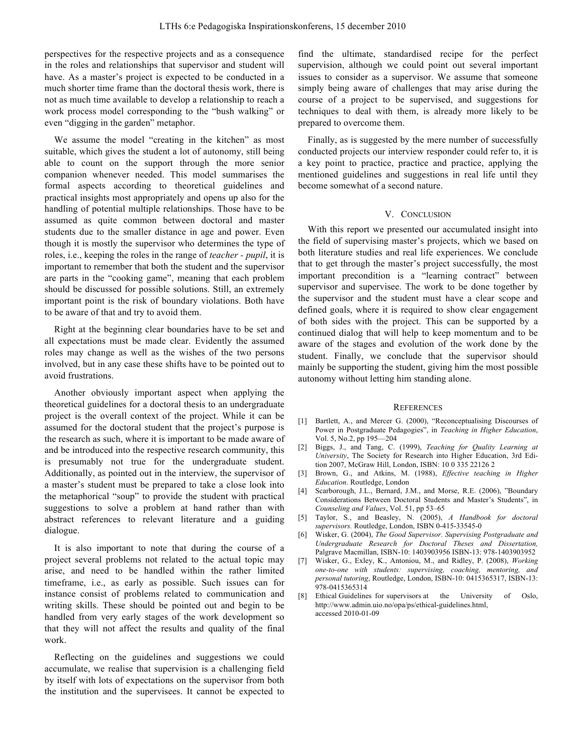perspectives for the respective projects and as a consequence in the roles and relationships that supervisor and student will have. As a master's project is expected to be conducted in a much shorter time frame than the doctoral thesis work, there is not as much time available to develop a relationship to reach a work process model corresponding to the "bush walking" or even "digging in the garden" metaphor.

We assume the model "creating in the kitchen" as most suitable, which gives the student a lot of autonomy, still being able to count on the support through the more senior companion whenever needed. This model summarises the formal aspects according to theoretical guidelines and practical insights most appropriately and opens up also for the handling of potential multiple relationships. Those have to be assumed as quite common between doctoral and master students due to the smaller distance in age and power. Even though it is mostly the supervisor who determines the type of roles, i.e., keeping the roles in the range of *teacher - pupil*, it is important to remember that both the student and the supervisor are parts in the "cooking game", meaning that each problem should be discussed for possible solutions. Still, an extremely important point is the risk of boundary violations. Both have to be aware of that and try to avoid them.

Right at the beginning clear boundaries have to be set and all expectations must be made clear. Evidently the assumed roles may change as well as the wishes of the two persons involved, but in any case these shifts have to be pointed out to avoid frustrations.

Another obviously important aspect when applying the theoretical guidelines for a doctoral thesis to an undergraduate project is the overall context of the project. While it can be assumed for the doctoral student that the project's purpose is the research as such, where it is important to be made aware of and be introduced into the respective research community, this is presumably not true for the undergraduate student. Additionally, as pointed out in the interview, the supervisor of a master's student must be prepared to take a close look into the metaphorical "soup" to provide the student with practical suggestions to solve a problem at hand rather than with abstract references to relevant literature and a guiding dialogue.

It is also important to note that during the course of a project several problems not related to the actual topic may arise, and need to be handled within the rather limited timeframe, i.e., as early as possible. Such issues can for instance consist of problems related to communication and writing skills. These should be pointed out and begin to be handled from very early stages of the work development so that they will not affect the results and quality of the final work.

Reflecting on the guidelines and suggestions we could accumulate, we realise that supervision is a challenging field by itself with lots of expectations on the supervisor from both the institution and the supervisees. It cannot be expected to find the ultimate, standardised recipe for the perfect supervision, although we could point out several important issues to consider as a supervisor. We assume that someone simply being aware of challenges that may arise during the course of a project to be supervised, and suggestions for techniques to deal with them, is already more likely to be prepared to overcome them.

Finally, as is suggested by the mere number of successfully conducted projects our interview responder could refer to, it is a key point to practice, practice and practice, applying the mentioned guidelines and suggestions in real life until they become somewhat of a second nature.

## V. Conclusion

With this report we presented our accumulated insight into the field of supervising master's projects, which we based on both literature studies and real life experiences. We conclude that to get through the master's project successfully, the most important precondition is a "learning contract" between supervisor and supervisee. The work to be done together by the supervisor and the student must have a clear scope and defined goals, where it is required to show clear engagement of both sides with the project. This can be supported by a continued dialog that will help to keep momentum and to be aware of the stages and evolution of the work done by the student. Finally, we conclude that the supervisor should mainly be supporting the student, giving him the most possible autonomy without letting him standing alone.

## References

[1] Bartlett, A., and Mercer G. (2000), "Reconceptualising Discourses of Power in Postgraduate Pedagogies", in *Teaching in Higher Education*, Vol. 5, No.2, pp 195—204

[2] Biggs, J., and Tang, C. (1999), *Teaching for Quality Learning at University*, The Society for Research into Higher Education, 3rd Edition 2007, McGraw Hill, London, ISBN: 10 0 335 22126 2

[3] Brown, G., and Atkins, M. (1988), *Effective teaching in Higher Education*. Routledge, London

[4] Scarborough, J.L., Bernard, J.M., and Morse, R.E. (2006), "Boundary Considerations Between Doctoral Students and Master's Students", in *Counseling and Values*, Vol. 51, pp 53–65

[5] Taylor, S., and Beasley, N. (2005), *A Handbook for doctoral supervisors.* Routledge, London, ISBN 0-415-33545-0

[6] Wisker, G. (2004), *The Good Supervisor. Supervising Postgraduate and Undergraduate Research for Doctoral Theses and Dissertation,* Palgrave Macmillan, ISBN-10: 1403903956 ISBN-13: 978-1403903952

[7] Wisker, G., Exley, K., Antoniou, M., and Ridley, P. (2008), *Working one-to-one with students: supervising, coaching, mentoring, and personal tutoring*, Routledge, London, ISBN-10: 0415365317, ISBN-13: 978-0415365314

[8] Ethical Guidelines for supervisors at the University of Oslo, http://www.admin.uio.no/opa/ps/ethical-guidelines.html, accessed 2010-01-09